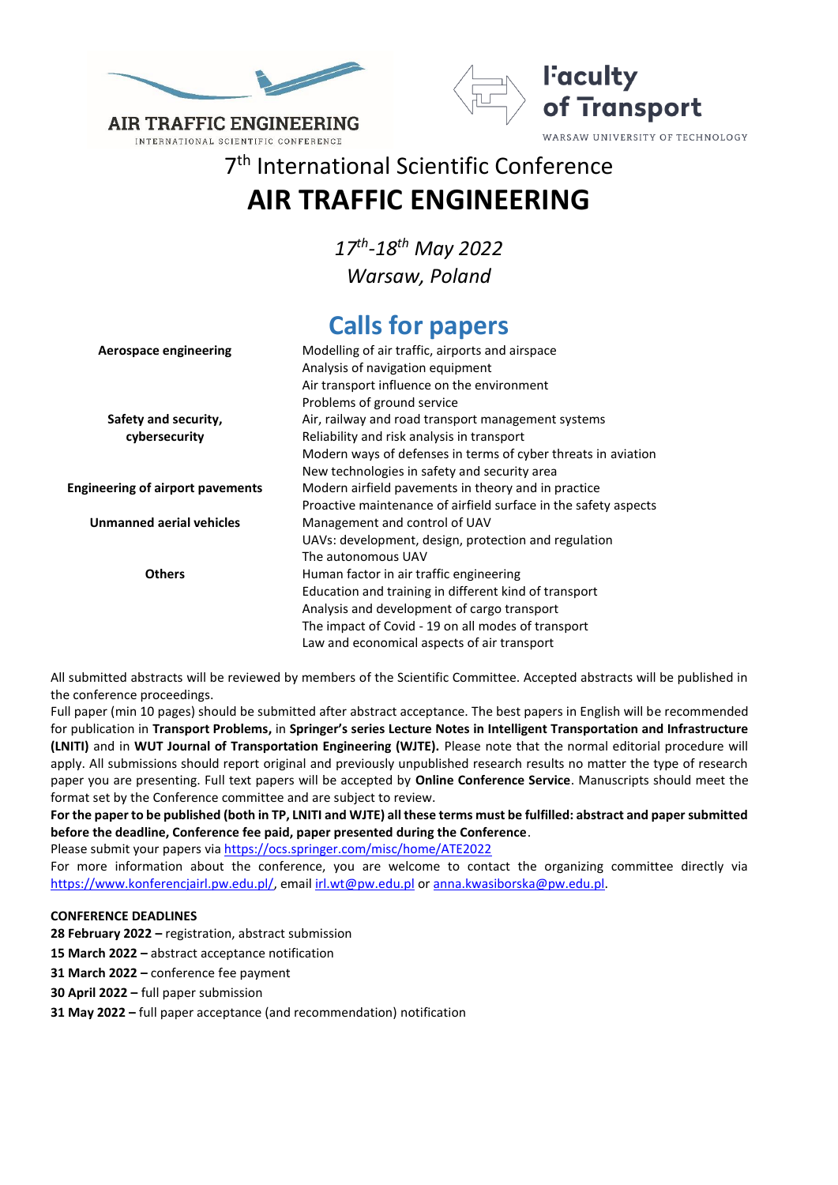AIR TRAFFIC ENGINEERING
INTERNATIONAL SCIENTIFIC CONFERENCE

Faculty of Transport
WARSAW UNIVERSITY OF TECHNOLOGY

# 7th International Scientific Conference
# AIR TRAFFIC ENGINEERING

*17th-18th May 2022*
*Warsaw, Poland*

## Calls for papers

| | |
|---|---|
| **Aerospace engineering** | Modelling of air traffic, airports and airspace<br>Analysis of navigation equipment<br>Air transport influence on the environment<br>Problems of ground service |
| **Safety and security, cybersecurity** | Air, railway and road transport management systems<br>Reliability and risk analysis in transport<br>Modern ways of defenses in terms of cyber threats in aviation<br>New technologies in safety and security area |
| **Engineering of airport pavements** | Modern airfield pavements in theory and in practice<br>Proactive maintenance of airfield surface in the safety aspects |
| **Unmanned aerial vehicles** | Management and control of UAV<br>UAVs: development, design, protection and regulation<br>The autonomous UAV |
| **Others** | Human factor in air traffic engineering<br>Education and training in different kind of transport<br>Analysis and development of cargo transport<br>The impact of Covid - 19 on all modes of transport<br>Law and economical aspects of air transport |

All submitted abstracts will be reviewed by members of the Scientific Committee. Accepted abstracts will be published in the conference proceedings.

Full paper (min 10 pages) should be submitted after abstract acceptance. The best papers in English will be recommended for publication in **Transport Problems,** in **Springer's series Lecture Notes in Intelligent Transportation and Infrastructure (LNITI)** and in **WUT Journal of Transportation Engineering (WJTE).** Please note that the normal editorial procedure will apply. All submissions should report original and previously unpublished research results no matter the type of research paper you are presenting. Full text papers will be accepted by **Online Conference Service**. Manuscripts should meet the format set by the Conference committee and are subject to review.

**For the paper to be published (both in TP, LNITI and WJTE) all these terms must be fulfilled: abstract and paper submitted before the deadline, Conference fee paid, paper presented during the Conference**.

Please submit your papers via https://ocs.springer.com/misc/home/ATE2022

For more information about the conference, you are welcome to contact the organizing committee directly via https://www.konferencjairl.pw.edu.pl/, email irl.wt@pw.edu.pl or anna.kwasiborska@pw.edu.pl.

**CONFERENCE DEADLINES**

**28 February 2022 –** registration, abstract submission
**15 March 2022 –** abstract acceptance notification
**31 March 2022 –** conference fee payment
**30 April 2022 –** full paper submission
**31 May 2022 –** full paper acceptance (and recommendation) notification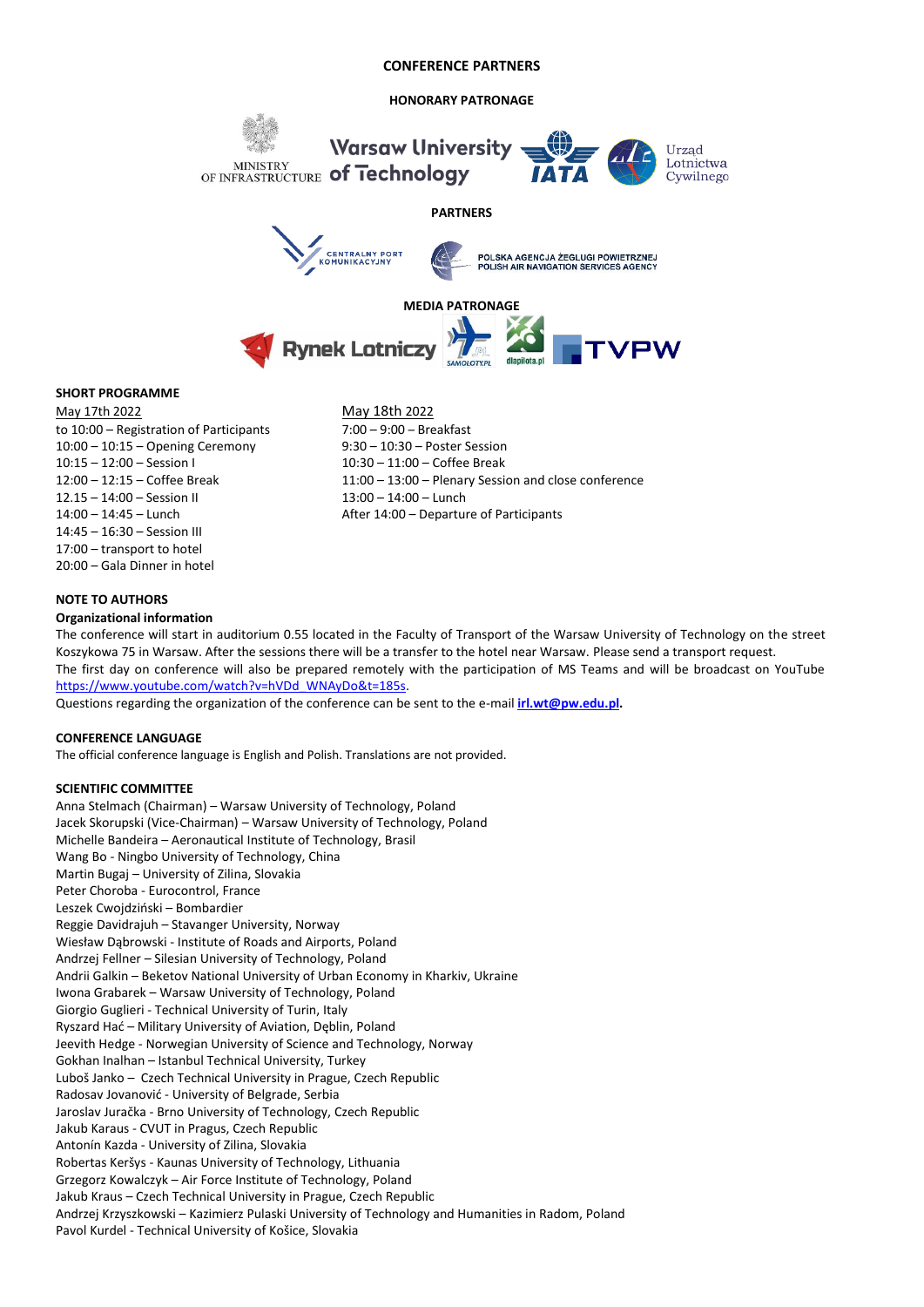**CONFERENCE PARTNERS**

**HONORARY PATRONAGE**

MINISTRY OF INFRASTRUCTURE

Warsaw University of Technology

IATA

Urząd Lotnictwa Cywilnego

**PARTNERS**

CENTRALNY PORT KOMUNIKACYJNY

POLSKA AGENCJA ŻEGLUGI POWIETRZNEJ POLISH AIR NAVIGATION SERVICES AGENCY

**MEDIA PATRONAGE**

Rynek Lotniczy

SAMOLOTY.PL

dlapilota.pl

TVPW

**SHORT PROGRAMME**

May 17th 2022

to 10:00 – Registration of Participants
10:00 – 10:15 – Opening Ceremony
10:15 – 12:00 – Session I
12:00 – 12:15 – Coffee Break
12.15 – 14:00 – Session II
14:00 – 14:45 – Lunch
14:45 – 16:30 – Session III
17:00 – transport to hotel
20:00 – Gala Dinner in hotel

May 18th 2022

7:00 – 9:00 – Breakfast
9:30 – 10:30 – Poster Session
10:30 – 11:00 – Coffee Break
11:00 – 13:00 – Plenary Session and close conference
13:00 – 14:00 – Lunch
After 14:00 – Departure of Participants

**NOTE TO AUTHORS**

**Organizational information**

The conference will start in auditorium 0.55 located in the Faculty of Transport of the Warsaw University of Technology on the street Koszykowa 75 in Warsaw. After the sessions there will be a transfer to the hotel near Warsaw. Please send a transport request.
The first day on conference will also be prepared remotely with the participation of MS Teams and will be broadcast on YouTube https://www.youtube.com/watch?v=hVDd_WNAyDo&t=185s.
Questions regarding the organization of the conference can be sent to the e-mail **irl.wt@pw.edu.pl.**

**CONFERENCE LANGUAGE**

The official conference language is English and Polish. Translations are not provided.

**SCIENTIFIC COMMITTEE**

Anna Stelmach (Chairman) – Warsaw University of Technology, Poland
Jacek Skorupski (Vice-Chairman) – Warsaw University of Technology, Poland
Michelle Bandeira – Aeronautical Institute of Technology, Brasil
Wang Bo - Ningbo University of Technology, China
Martin Bugaj – University of Zilina, Slovakia
Peter Choroba - Eurocontrol, France
Leszek Cwojdziński – Bombardier
Reggie Davidrajuh – Stavanger University, Norway
Wiesław Dąbrowski - Institute of Roads and Airports, Poland
Andrzej Fellner – Silesian University of Technology, Poland
Andrii Galkin – Beketov National University of Urban Economy in Kharkiv, Ukraine
Iwona Grabarek – Warsaw University of Technology, Poland
Giorgio Guglieri - Technical University of Turin, Italy
Ryszard Hać – Military University of Aviation, Dęblin, Poland
Jeevith Hedge - Norwegian University of Science and Technology, Norway
Gokhan Inalhan – Istanbul Technical University, Turkey
Luboš Janko – Czech Technical University in Prague, Czech Republic
Radosav Jovanović - University of Belgrade, Serbia
Jaroslav Juračka - Brno University of Technology, Czech Republic
Jakub Karaus - CVUT in Pragus, Czech Republic
Antonín Kazda - University of Zilina, Slovakia
Robertas Keršys - Kaunas University of Technology, Lithuania
Grzegorz Kowalczyk – Air Force Institute of Technology, Poland
Jakub Kraus – Czech Technical University in Prague, Czech Republic
Andrzej Krzyszkowski – Kazimierz Pulaski University of Technology and Humanities in Radom, Poland
Pavol Kurdel - Technical University of Košice, Slovakia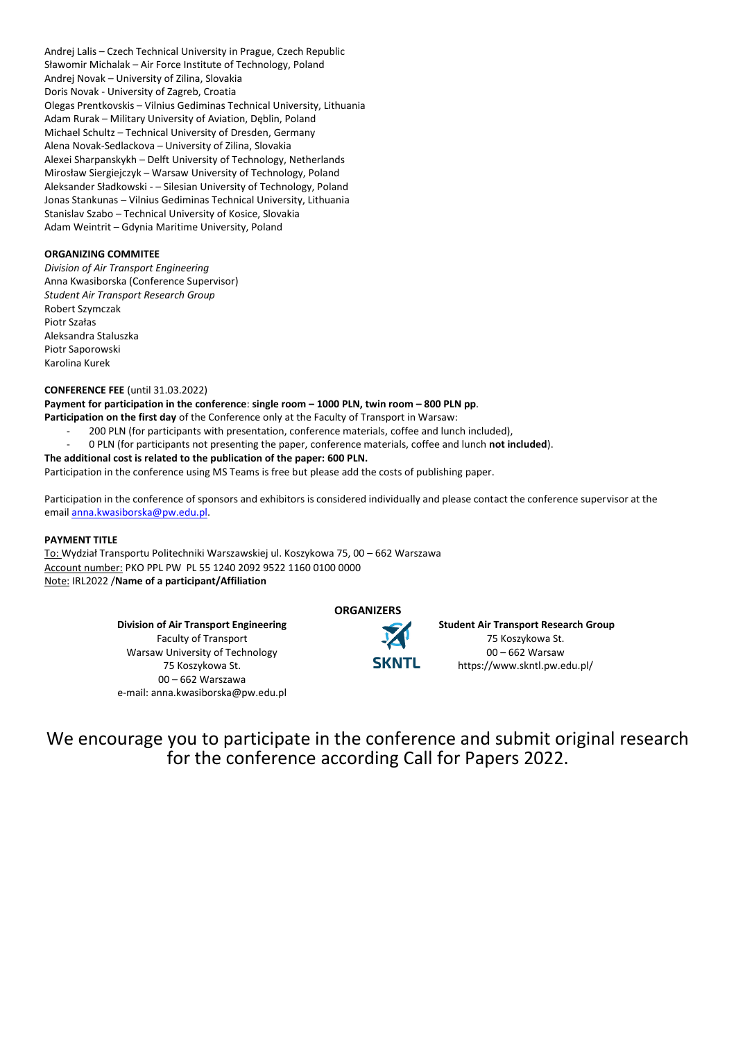Andrej Lalis – Czech Technical University in Prague, Czech Republic
Sławomir Michalak – Air Force Institute of Technology, Poland
Andrej Novak – University of Zilina, Slovakia
Doris Novak - University of Zagreb, Croatia
Olegas Prentkovskis – Vilnius Gediminas Technical University, Lithuania
Adam Rurak – Military University of Aviation, Dęblin, Poland
Michael Schultz – Technical University of Dresden, Germany
Alena Novak-Sedlackova – University of Zilina, Slovakia
Alexei Sharpanskykh – Delft University of Technology, Netherlands
Mirosław Siergiejczyk – Warsaw University of Technology, Poland
Aleksander Sładkowski - – Silesian University of Technology, Poland
Jonas Stankunas – Vilnius Gediminas Technical University, Lithuania
Stanislav Szabo – Technical University of Kosice, Slovakia
Adam Weintrit – Gdynia Maritime University, Poland

**ORGANIZING COMMITEE**

*Division of Air Transport Engineering*
Anna Kwasiborska (Conference Supervisor)
*Student Air Transport Research Group*
Robert Szymczak
Piotr Szałas
Aleksandra Staluszka
Piotr Saporowski
Karolina Kurek

**CONFERENCE FEE** (until 31.03.2022)

**Payment for participation in the conference**: **single room – 1000 PLN, twin room – 800 PLN pp**.
**Participation on the first day** of the Conference only at the Faculty of Transport in Warsaw:

- 200 PLN (for participants with presentation, conference materials, coffee and lunch included),
- 0 PLN (for participants not presenting the paper, conference materials, coffee and lunch **not included**).

**The additional cost is related to the publication of the paper: 600 PLN.**
Participation in the conference using MS Teams is free but please add the costs of publishing paper.

Participation in the conference of sponsors and exhibitors is considered individually and please contact the conference supervisor at the email anna.kwasiborska@pw.edu.pl.

**PAYMENT TITLE**

To: Wydział Transportu Politechniki Warszawskiej ul. Koszykowa 75, 00 – 662 Warszawa
Account number: PKO PPL PW PL 55 1240 2092 9522 1160 0100 0000
Note: IRL2022 /**Name of a participant/Affiliation**

**ORGANIZERS**

**Division of Air Transport Engineering**
Faculty of Transport
Warsaw University of Technology
75 Koszykowa St.
00 – 662 Warszawa
e-mail: anna.kwasiborska@pw.edu.pl

SKNTL

**Student Air Transport Research Group**
75 Koszykowa St.
00 – 662 Warsaw
https://www.skntl.pw.edu.pl/

We encourage you to participate in the conference and submit original research for the conference according Call for Papers 2022.